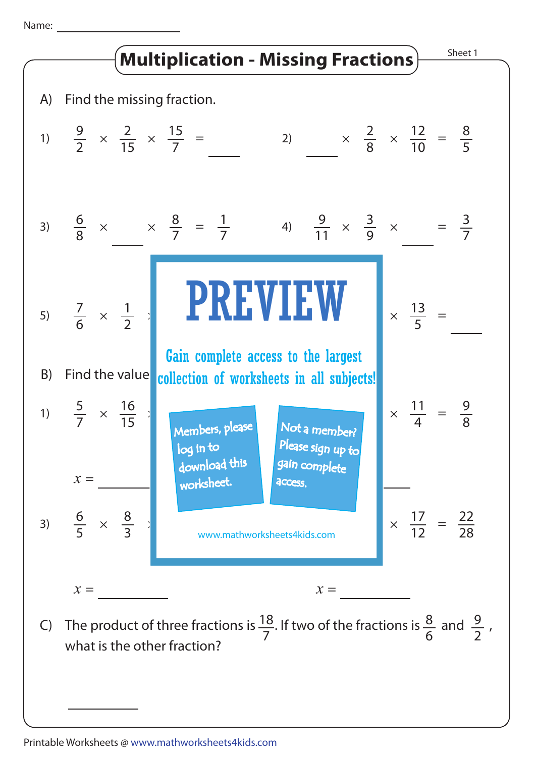Name: ____________________

# Multiplication - Missing Fractions

Sheet 1

A) Find the missing fraction.

1) $\frac{9}{2} \times \frac{2}{15} \times \frac{15}{7} =$ ______

2) ______ $\times \frac{2}{8} \times \frac{12}{10} = \frac{8}{5}$

3) $\frac{6}{8} \times$ ______ $\times \frac{8}{7} = \frac{1}{7}$

4) $\frac{9}{11} \times \frac{3}{9} \times$ ______ $= \frac{3}{7}$

5) $\frac{7}{6} \times \frac{1}{2}$ ... $\times \frac{13}{5} =$ ______

PREVIEW

Gain complete access to the largest collection of worksheets in all subjects!

Members, please log in to download this worksheet.

Not a member? Please sign up to gain complete access.

www.mathworksheets4kids.com

B) Find the value

1) $\frac{5}{7} \times \frac{16}{15}$ ... $\times \frac{11}{4} = \frac{9}{8}$

$x =$ ______

3) $\frac{6}{5} \times \frac{8}{3}$ ... $\times \frac{17}{12} = \frac{22}{28}$

$x =$ ______ $x =$ ______

C) The product of three fractions is $\frac{18}{7}$. If two of the fractions is $\frac{8}{6}$ and $\frac{9}{2}$, what is the other fraction?

______

Printable Worksheets @ www.mathworksheets4kids.com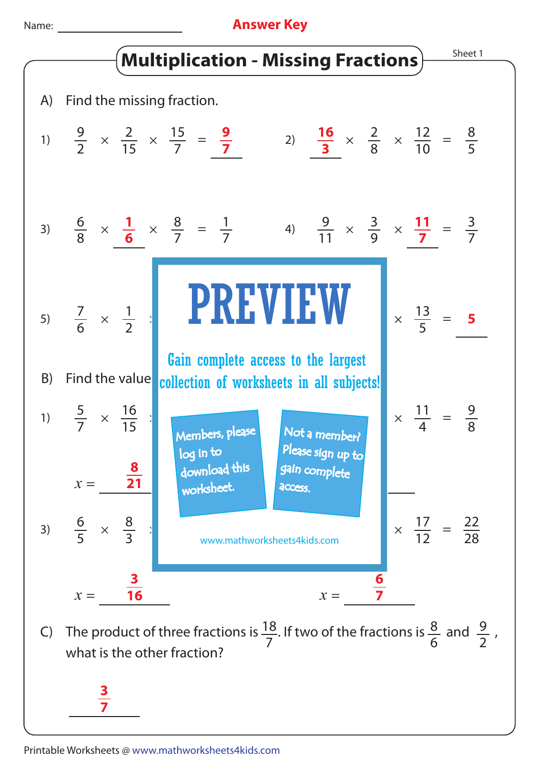Name: ____________________

**Answer Key**

# Multiplication - Missing Fractions

Sheet 1

A) Find the missing fraction.

1) $\frac{9}{2} \times \frac{2}{15} \times \frac{15}{7} = \frac{9}{7}$

2) $\frac{16}{3} \times \frac{2}{8} \times \frac{12}{10} = \frac{8}{5}$

3) $\frac{6}{8} \times \frac{1}{6} \times \frac{8}{7} = \frac{1}{7}$

4) $\frac{9}{11} \times \frac{3}{9} \times \frac{11}{7} = \frac{3}{7}$

5) $\frac{7}{6} \times \frac{1}{2}$ ... $\times \frac{13}{5} = 5$

PREVIEW

Gain complete access to the largest collection of worksheets in all subjects!

Members, please log in to download this worksheet.

Not a member? Please sign up to gain complete access.

www.mathworksheets4kids.com

B) Find the value ...

1) $\frac{5}{7} \times \frac{16}{15}$ ... $\times \frac{11}{4} = \frac{9}{8}$

$x = \frac{8}{21}$

3) $\frac{6}{5} \times \frac{8}{3}$ ... $\times \frac{17}{12} = \frac{22}{28}$

$x = \frac{3}{16}$ $x = \frac{6}{7}$

C) The product of three fractions is $\frac{18}{7}$. If two of the fractions is $\frac{8}{6}$ and $\frac{9}{2}$, what is the other fraction?

$\frac{3}{7}$

Printable Worksheets @ www.mathworksheets4kids.com